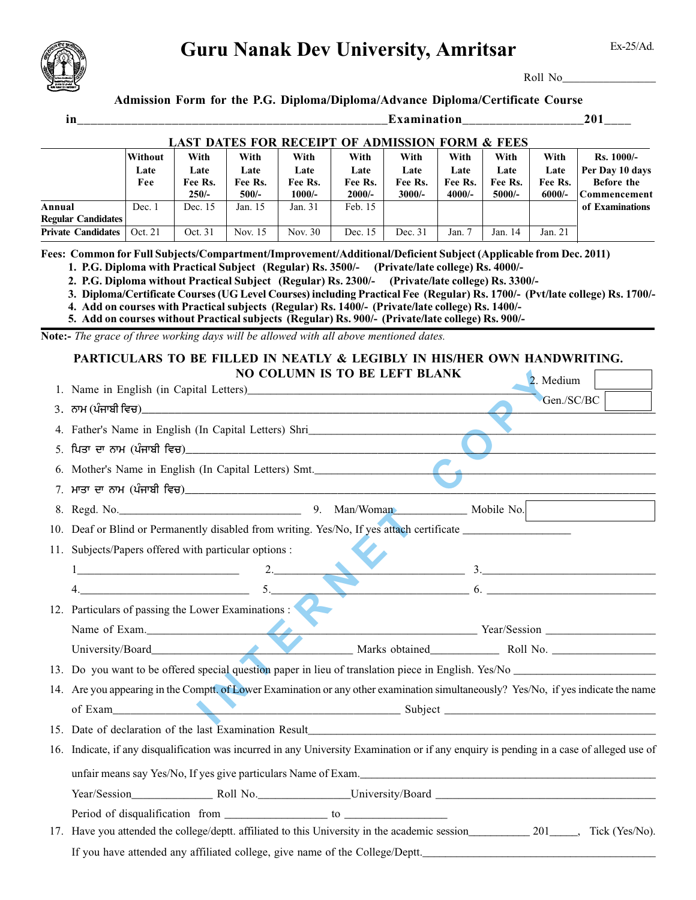Ex-25/Ad.

# Guru Nanak Dev University, Amritsar

Roll No________________

**Admission Form for the P.G. Diploma/Diploma/Advance Diploma/Certificate Course**

**in________________________________________________Examination__________________201____**

**LAST DATES FOR RECEIPT OF ADMISSION FORM & FEES**

| | Without Late Fee | With Late Fee Rs. 250/- | With Late Fee Rs. 500/- | With Late Fee Rs. 1000/- | With Late Fee Rs. 2000/- | With Late Fee Rs. 3000/- | With Late Fee Rs. 4000/- | With Late Fee Rs. 5000/- | With Late Fee Rs. 6000/- | Rs. 1000/- Per Day 10 days Before the Commencement of Examinations |
|---|---|---|---|---|---|---|---|---|---|---|
| **Annual Regular Candidates** | Dec. 1 | Dec. 15 | Jan. 15 | Jan. 31 | Feb. 15 | | | | | |
| **Private Candidates** | Oct. 21 | Oct. 31 | Nov. 15 | Nov. 30 | Dec. 15 | Dec. 31 | Jan. 7 | Jan. 14 | Jan. 21 | |

**Fees: Common for Full Subjects/Compartment/Improvement/Additional/Deficient Subject (Applicable from Dec. 2011)**

1. **P.G. Diploma with Practical Subject (Regular) Rs. 3500/- (Private/late college) Rs. 4000/-**
2. **P.G. Diploma without Practical Subject (Regular) Rs. 2300/- (Private/late college) Rs. 3300/-**
3. **Diploma/Certificate Courses (UG Level Courses) including Practical Fee (Regular) Rs. 1700/- (Pvt/late college) Rs. 1700/-**
4. **Add on courses with Practical subjects (Regular) Rs. 1400/- (Private/late college) Rs. 1400/-**
5. **Add on courses without Practical subjects (Regular) Rs. 900/- (Private/late college) Rs. 900/-**

**Note:-** *The grace of three working days will be allowed with all above mentioned dates.*

**PARTICULARS TO BE FILLED IN NEATLY & LEGIBLY IN HIS/HER OWN HANDWRITING.**
**NO COLUMN IS TO BE LEFT BLANK**

1. Name in English (in Capital Letters)________________________________________
2. Medium ________ Gen./SC/BC ________
3. ਨਾਮ (ਪੰਜਾਬੀ ਵਿਚ)________________________________________
4. Father's Name in English (In Capital Letters) Shri________________________________________
5. ਪਿਤਾ ਦਾ ਨਾਮ (ਪੰਜਾਬੀ ਵਿਚ)________________________________________
6. Mother's Name in English (In Capital Letters) Smt.________________________________________
7. ਮਾਤਾ ਦਾ ਨਾਮ (ਪੰਜਾਬੀ ਵਿਚ)________________________________________
8. Regd. No.______________________________ 9. Man/Woman____________ Mobile No. ____________
10. Deaf or Blind or Permanently disabled from writing. Yes/No, If yes attach certificate __________________
11. Subjects/Papers offered with particular options :

    1___________________________ 2.___________________________ 3.___________________________

    4.___________________________ 5.___________________________ 6. ___________________________

12. Particulars of passing the Lower Examinations :

    Name of Exam.___________________________________________ Year/Session ___________________

    University/Board_____________________________ Marks obtained____________ Roll No. __________________

13. Do you want to be offered special question paper in lieu of translation piece in English. Yes/No ________________________
14. Are you appearing in the Comptt. of Lower Examination or any other examination simultaneously? Yes/No, if yes indicate the name of Exam___________________________________________ Subject ____________________________________
15. Date of declaration of the last Examination Result________________________________________
16. Indicate, if any disqualification was incurred in any University Examination or if any enquiry is pending in a case of alleged use of unfair means say Yes/No, If yes give particulars Name of Exam.________________________________________

    Year/Session______________ Roll No.________________University/Board ____________________________________

    Period of disqualification from __________________ to __________________

17. Have you attended the college/deptt. affiliated to this University in the academic session__________ 201_____, Tick (Yes/No).

    If you have attended any affiliated college, give name of the College/Deptt.________________________________________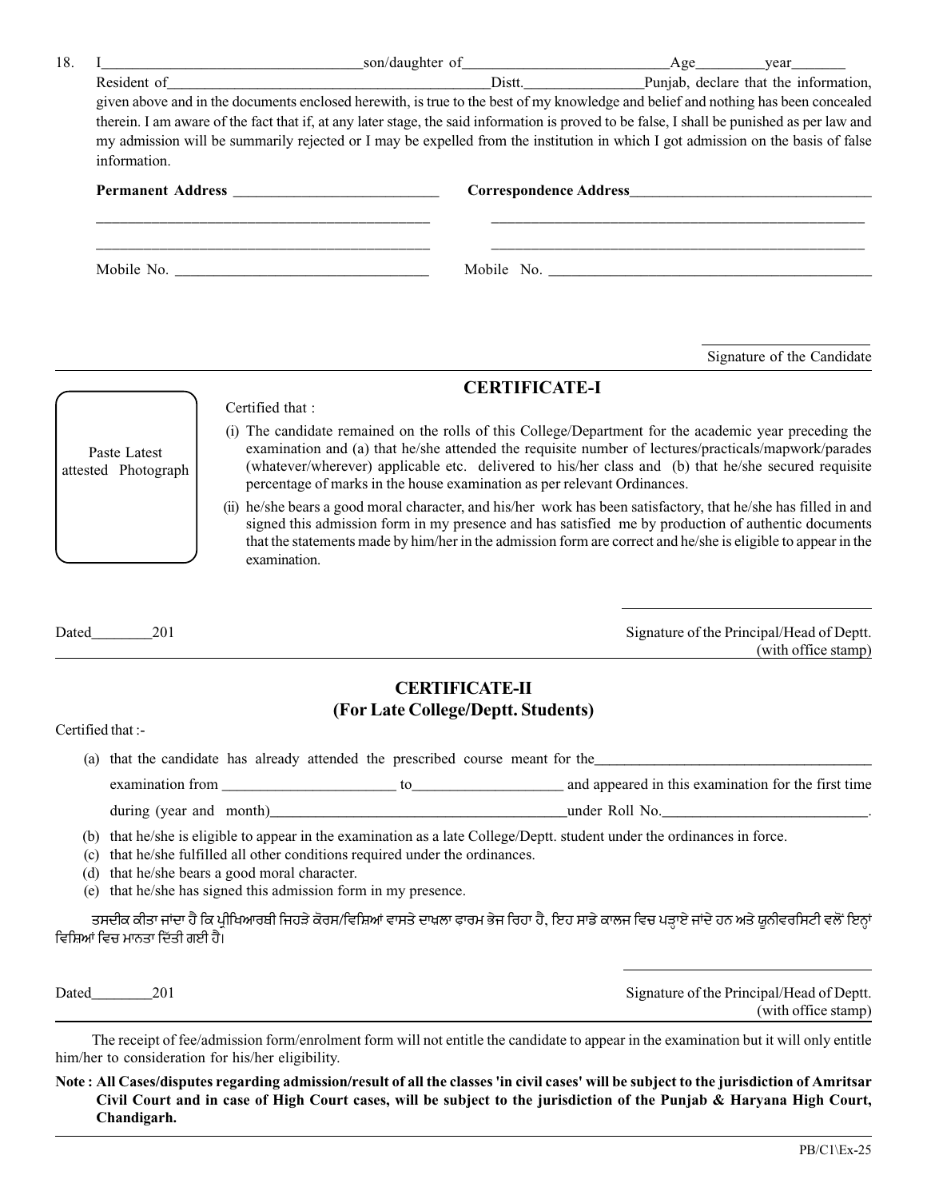18. I\_\_\_\_\_\_\_\_\_\_\_\_\_\_\_\_\_\_\_\_\_\_\_\_\_\_\_\_\_\_son/daughter of\_\_\_\_\_\_\_\_\_\_\_\_\_\_\_\_\_\_\_\_\_\_\_\_\_\_Age\_\_\_\_\_\_\_\_year\_\_\_\_\_\_\_ Resident of\_\_\_\_\_\_\_\_\_\_\_\_\_\_\_\_\_\_\_\_\_\_\_\_\_\_\_\_\_\_\_\_\_\_\_\_\_\_\_\_Distt.\_\_\_\_\_\_\_\_\_\_\_\_\_\_\_Punjab, declare that the information, given above and in the documents enclosed herewith, is true to the best of my knowledge and belief and nothing has been concealed therein. I am aware of the fact that if, at any later stage, the said information is proved to be false, I shall be punished as per law and my admission will be summarily rejected or I may be expelled from the institution in which I got admission on the basis of false information.

**Permanent Address** \_\_\_\_\_\_\_\_\_\_\_\_\_\_\_\_\_\_\_\_\_\_\_\_\_\_\_

\_\_\_\_\_\_\_\_\_\_\_\_\_\_\_\_\_\_\_\_\_\_\_\_\_\_\_\_\_\_\_\_\_\_\_\_\_\_\_\_\_\_\_\_

\_\_\_\_\_\_\_\_\_\_\_\_\_\_\_\_\_\_\_\_\_\_\_\_\_\_\_\_\_\_\_\_\_\_\_\_\_\_\_\_\_\_\_\_

Mobile No. \_\_\_\_\_\_\_\_\_\_\_\_\_\_\_\_\_\_\_\_\_\_\_\_\_\_\_\_\_\_\_\_

**Correspondence Address**\_\_\_\_\_\_\_\_\_\_\_\_\_\_\_\_\_\_\_\_\_\_\_\_\_\_\_\_\_\_\_\_

\_\_\_\_\_\_\_\_\_\_\_\_\_\_\_\_\_\_\_\_\_\_\_\_\_\_\_\_\_\_\_\_\_\_\_\_\_\_\_\_\_\_\_\_\_\_\_\_\_\_

\_\_\_\_\_\_\_\_\_\_\_\_\_\_\_\_\_\_\_\_\_\_\_\_\_\_\_\_\_\_\_\_\_\_\_\_\_\_\_\_\_\_\_\_\_\_\_\_\_\_

Mobile No. \_\_\_\_\_\_\_\_\_\_\_\_\_\_\_\_\_\_\_\_\_\_\_\_\_\_\_\_\_\_\_\_\_\_\_\_\_\_\_\_\_

Signature of the Candidate

---

## CERTIFICATE-I

Paste Latest attested Photograph

Certified that :

(i) The candidate remained on the rolls of this College/Department for the academic year preceding the examination and (a) that he/she attended the requisite number of lectures/practicals/mapwork/parades (whatever/wherever) applicable etc. delivered to his/her class and (b) that he/she secured requisite percentage of marks in the house examination as per relevant Ordinances.

(ii) he/she bears a good moral character, and his/her work has been satisfactory, that he/she has filled in and signed this admission form in my presence and has satisfied me by production of authentic documents that the statements made by him/her in the admission form are correct and he/she is eligible to appear in the examination.

Dated\_\_\_\_\_\_\_\_201

Signature of the Principal/Head of Deptt.
(with office stamp)

---

## CERTIFICATE-II
## (For Late College/Deptt. Students)

Certified that :-

(a) that the candidate has already attended the prescribed course meant for the\_\_\_\_\_\_\_\_\_\_\_\_\_\_\_\_\_\_\_\_\_\_\_\_\_\_\_\_\_\_\_\_\_\_\_ examination from \_\_\_\_\_\_\_\_\_\_\_\_\_\_\_\_\_\_\_\_\_\_ to\_\_\_\_\_\_\_\_\_\_\_\_\_\_\_\_\_\_\_ and appeared in this examination for the first time during (year and month)\_\_\_\_\_\_\_\_\_\_\_\_\_\_\_\_\_\_\_\_\_\_\_\_\_\_\_\_\_\_\_\_\_\_\_\_\_\_\_under Roll No.\_\_\_\_\_\_\_\_\_\_\_\_\_\_\_\_\_\_\_\_\_\_\_\_\_\_.

(b) that he/she is eligible to appear in the examination as a late College/Deptt. student under the ordinances in force.

(c) that he/she fulfilled all other conditions required under the ordinances.

(d) that he/she bears a good moral character.

(e) that he/she has signed this admission form in my presence.

ਤਸਦੀਕ ਕੀਤਾ ਜਾਂਦਾ ਹੈ ਕਿ ਪ੍ਰੀਖਿਆਰਥੀ ਜਿਹੜੇ ਕੋਰਸ/ਵਿਸ਼ਿਆਂ ਵਾਸਤੇ ਦਾਖ਼ਲਾ ਫਾਰਮ ਭੇਜ ਰਿਹਾ ਹੈ, ਇਹ ਸਾਡੇ ਕਾਲਜ ਵਿਚ ਪੜ੍ਹਾਏ ਜਾਂਦੇ ਹਨ ਅਤੇ ਯੂਨੀਵਰਸਿਟੀ ਵਲੋਂ ਇਨ੍ਹਾਂ ਵਿਸ਼ਿਆਂ ਵਿਚ ਮਾਨਤਾ ਦਿੱਤੀ ਗਈ ਹੈ।

Dated\_\_\_\_\_\_\_\_201

Signature of the Principal/Head of Deptt.
(with office stamp)

---

The receipt of fee/admission form/enrolment form will not entitle the candidate to appear in the examination but it will only entitle him/her to consideration for his/her eligibility.

**Note : All Cases/disputes regarding admission/result of all the classes 'in civil cases' will be subject to the jurisdiction of Amritsar Civil Court and in case of High Court cases, will be subject to the jurisdiction of the Punjab & Haryana High Court, Chandigarh.**

PB/C1\Ex-25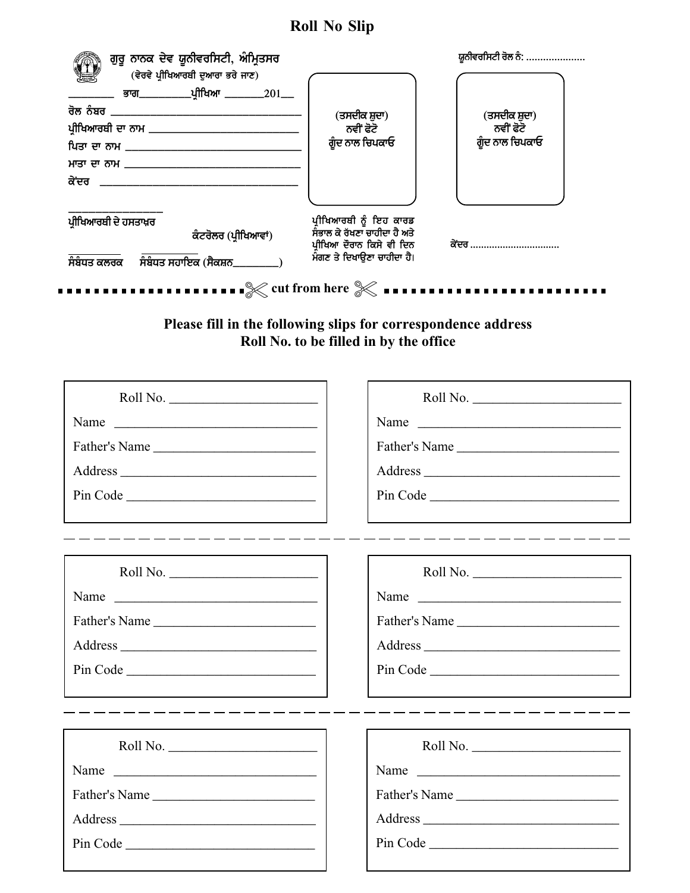# Roll No Slip

**ਗੁਰੂ ਨਾਨਕ ਦੇਵ ਯੂਨੀਵਰਸਿਟੀ, ਅੰਮ੍ਰਿਤਸਰ**

(ਵੇਰਵੇ ਪ੍ਰੀਖਿਆਰਥੀ ਦੁਆਰਾ ਭਰੇ ਜਾਣ)

________ ਭਾਗ_________ਪ੍ਰੀਖਿਆ _______201__

ਰੋਲ ਨੰਬਰ ________________________________

ਪ੍ਰੀਖਿਆਰਥੀ ਦਾ ਨਾਮ __________________________

ਪਿਤਾ ਦਾ ਨਾਮ ______________________________

ਮਾਤਾ ਦਾ ਨਾਮ ______________________________

ਕੇਂਦਰ ________________________________

(ਤਸਦੀਕ ਸ਼ੁਦਾ) ਨਵੀਂ ਫੋਟੋ ਗੂੰਦ ਨਾਲ ਚਿਪਕਾਓ

ਯੂਨੀਵਰਸਿਟੀ ਰੋਲ ਨੰ: ....................

(ਤਸਦੀਕ ਸ਼ੁਦਾ) ਨਵੀਂ ਫੋਟੋ ਗੂੰਦ ਨਾਲ ਚਿਪਕਾਓ

________________

ਪ੍ਰੀਖਿਆਰਥੀ ਦੇ ਹਸਤਾਖ਼ਰ

ਕੰਟਰੋਲਰ (ਪ੍ਰੀਖਿਆਵਾਂ)

ਸੰਬੰਧਤ ਕਲਰਕ ਸੰਬੰਧਤ ਸਹਾਇਕ (ਸੈਕਸ਼ਨ________)

ਪ੍ਰੀਖਿਆਰਥੀ ਨੂੰ ਇਹ ਕਾਰਡ ਸੰਭਾਲ ਕੇ ਰੱਖਣਾ ਚਾਹੀਦਾ ਹੈ ਅਤੇ ਪ੍ਰੀਖਿਆ ਦੌਰਾਨ ਕਿਸੇ ਵੀ ਦਿਨ ਮੰਗਣ ਤੇ ਦਿਖਾਉਣਾ ਚਾਹੀਦਾ ਹੈ।

ਕੇਂਦਰ ................................

cut from here

**Please fill in the following slips for correspondence address**
**Roll No. to be filled in by the office**

Roll No. ______________________
Name ________________________________
Father's Name _________________________
Address ______________________________
Pin Code _____________________________

Roll No. ______________________
Name ________________________________
Father's Name _________________________
Address ______________________________
Pin Code _____________________________

Roll No. ______________________
Name ________________________________
Father's Name _________________________
Address ______________________________
Pin Code _____________________________

Roll No. ______________________
Name ________________________________
Father's Name _________________________
Address ______________________________
Pin Code _____________________________

Roll No. ______________________
Name ________________________________
Father's Name _________________________
Address ______________________________
Pin Code _____________________________

Roll No. ______________________
Name ________________________________
Father's Name _________________________
Address ______________________________
Pin Code _____________________________